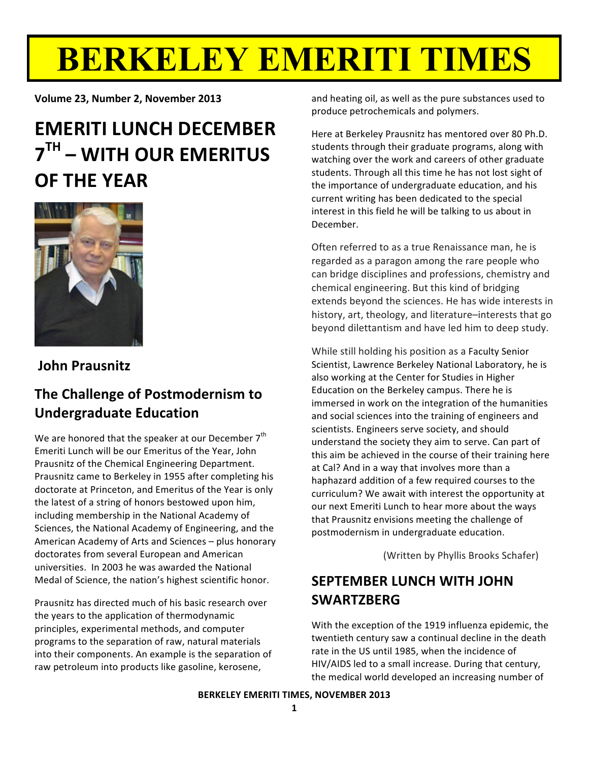# BERKELEY EMERITI TIMES

**Volume 23, Number 2, November 2013**

## EMERITI LUNCH DECEMBER 7TH – WITH OUR EMERITUS OF THE YEAR

**John Prausnitz**

### The Challenge of Postmodernism to Undergraduate Education

We are honored that the speaker at our December 7th Emeriti Lunch will be our Emeritus of the Year, John Prausnitz of the Chemical Engineering Department. Prausnitz came to Berkeley in 1955 after completing his doctorate at Princeton, and Emeritus of the Year is only the latest of a string of honors bestowed upon him, including membership in the National Academy of Sciences, the National Academy of Engineering, and the American Academy of Arts and Sciences – plus honorary doctorates from several European and American universities. In 2003 he was awarded the National Medal of Science, the nation's highest scientific honor.

Prausnitz has directed much of his basic research over the years to the application of thermodynamic principles, experimental methods, and computer programs to the separation of raw, natural materials into their components. An example is the separation of raw petroleum into products like gasoline, kerosene, and heating oil, as well as the pure substances used to produce petrochemicals and polymers.

Here at Berkeley Prausnitz has mentored over 80 Ph.D. students through their graduate programs, along with watching over the work and careers of other graduate students. Through all this time he has not lost sight of the importance of undergraduate education, and his current writing has been dedicated to the special interest in this field he will be talking to us about in December.

Often referred to as a true Renaissance man, he is regarded as a paragon among the rare people who can bridge disciplines and professions, chemistry and chemical engineering. But this kind of bridging extends beyond the sciences. He has wide interests in history, art, theology, and literature–interests that go beyond dilettantism and have led him to deep study.

While still holding his position as a Faculty Senior Scientist, Lawrence Berkeley National Laboratory, he is also working at the Center for Studies in Higher Education on the Berkeley campus. There he is immersed in work on the integration of the humanities and social sciences into the training of engineers and scientists. Engineers serve society, and should understand the society they aim to serve. Can part of this aim be achieved in the course of their training here at Cal? And in a way that involves more than a haphazard addition of a few required courses to the curriculum? We await with interest the opportunity at our next Emeriti Lunch to hear more about the ways that Prausnitz envisions meeting the challenge of postmodernism in undergraduate education.

(Written by Phyllis Brooks Schafer)

## SEPTEMBER LUNCH WITH JOHN SWARTZBERG

With the exception of the 1919 influenza epidemic, the twentieth century saw a continual decline in the death rate in the US until 1985, when the incidence of HIV/AIDS led to a small increase. During that century, the medical world developed an increasing number of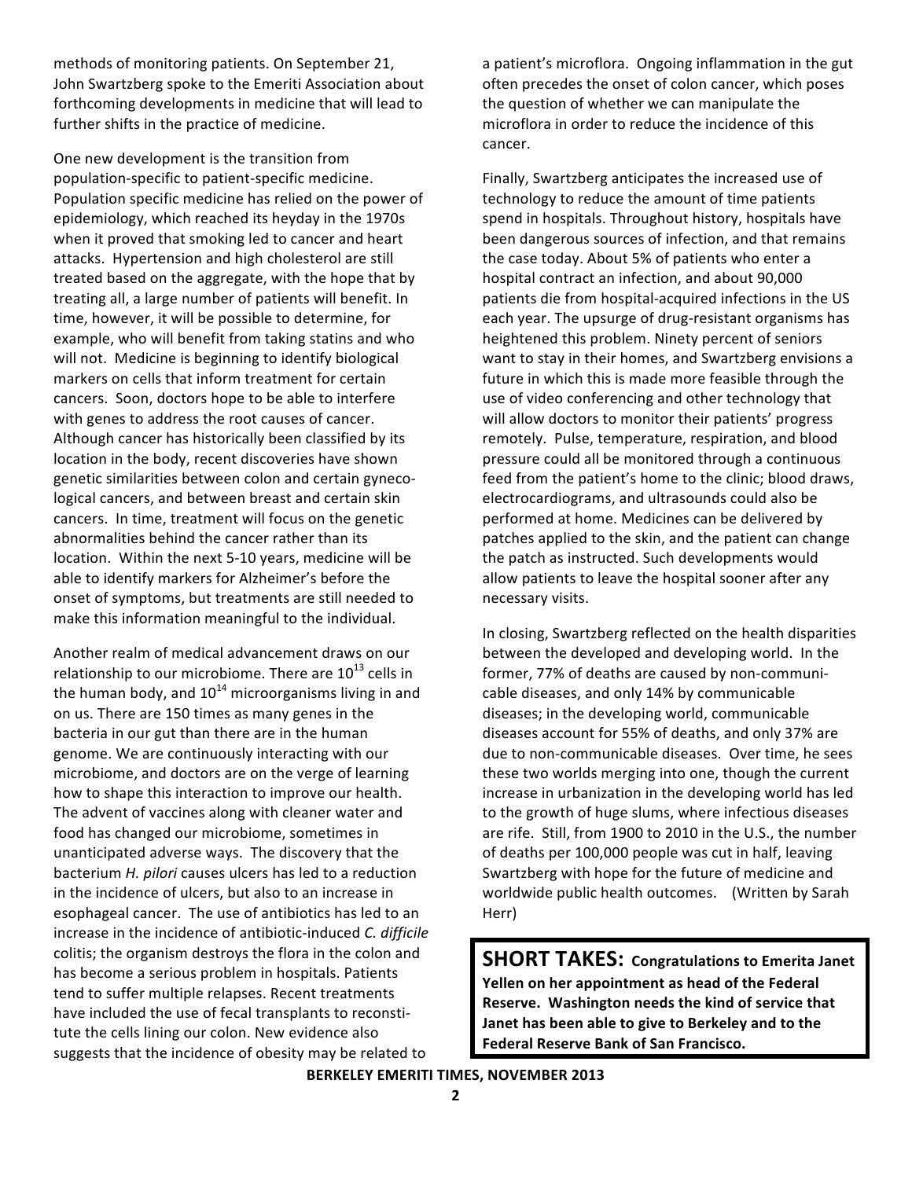methods of monitoring patients. On September 21, John Swartzberg spoke to the Emeriti Association about forthcoming developments in medicine that will lead to further shifts in the practice of medicine.

One new development is the transition from population-specific to patient-specific medicine. Population specific medicine has relied on the power of epidemiology, which reached its heyday in the 1970s when it proved that smoking led to cancer and heart attacks. Hypertension and high cholesterol are still treated based on the aggregate, with the hope that by treating all, a large number of patients will benefit. In time, however, it will be possible to determine, for example, who will benefit from taking statins and who will not. Medicine is beginning to identify biological markers on cells that inform treatment for certain cancers. Soon, doctors hope to be able to interfere with genes to address the root causes of cancer. Although cancer has historically been classified by its location in the body, recent discoveries have shown genetic similarities between colon and certain gynecological cancers, and between breast and certain skin cancers. In time, treatment will focus on the genetic abnormalities behind the cancer rather than its location. Within the next 5-10 years, medicine will be able to identify markers for Alzheimer's before the onset of symptoms, but treatments are still needed to make this information meaningful to the individual.

Another realm of medical advancement draws on our relationship to our microbiome. There are $10^{13}$ cells in the human body, and $10^{14}$ microorganisms living in and on us. There are 150 times as many genes in the bacteria in our gut than there are in the human genome. We are continuously interacting with our microbiome, and doctors are on the verge of learning how to shape this interaction to improve our health. The advent of vaccines along with cleaner water and food has changed our microbiome, sometimes in unanticipated adverse ways. The discovery that the bacterium *H. pilori* causes ulcers has led to a reduction in the incidence of ulcers, but also to an increase in esophageal cancer. The use of antibiotics has led to an increase in the incidence of antibiotic-induced *C. difficile* colitis; the organism destroys the flora in the colon and has become a serious problem in hospitals. Patients tend to suffer multiple relapses. Recent treatments have included the use of fecal transplants to reconstitute the cells lining our colon. New evidence also suggests that the incidence of obesity may be related to a patient's microflora. Ongoing inflammation in the gut often precedes the onset of colon cancer, which poses the question of whether we can manipulate the microflora in order to reduce the incidence of this cancer.

Finally, Swartzberg anticipates the increased use of technology to reduce the amount of time patients spend in hospitals. Throughout history, hospitals have been dangerous sources of infection, and that remains the case today. About 5% of patients who enter a hospital contract an infection, and about 90,000 patients die from hospital-acquired infections in the US each year. The upsurge of drug-resistant organisms has heightened this problem. Ninety percent of seniors want to stay in their homes, and Swartzberg envisions a future in which this is made more feasible through the use of video conferencing and other technology that will allow doctors to monitor their patients' progress remotely. Pulse, temperature, respiration, and blood pressure could all be monitored through a continuous feed from the patient's home to the clinic; blood draws, electrocardiograms, and ultrasounds could also be performed at home. Medicines can be delivered by patches applied to the skin, and the patient can change the patch as instructed. Such developments would allow patients to leave the hospital sooner after any necessary visits.

In closing, Swartzberg reflected on the health disparities between the developed and developing world. In the former, 77% of deaths are caused by non-communicable diseases, and only 14% by communicable diseases; in the developing world, communicable diseases account for 55% of deaths, and only 37% are due to non-communicable diseases. Over time, he sees these two worlds merging into one, though the current increase in urbanization in the developing world has led to the growth of huge slums, where infectious diseases are rife. Still, from 1900 to 2010 in the U.S., the number of deaths per 100,000 people was cut in half, leaving Swartzberg with hope for the future of medicine and worldwide public health outcomes. (Written by Sarah Herr)

**SHORT TAKES: Congratulations to Emerita Janet Yellen on her appointment as head of the Federal Reserve. Washington needs the kind of service that Janet has been able to give to Berkeley and to the Federal Reserve Bank of San Francisco.**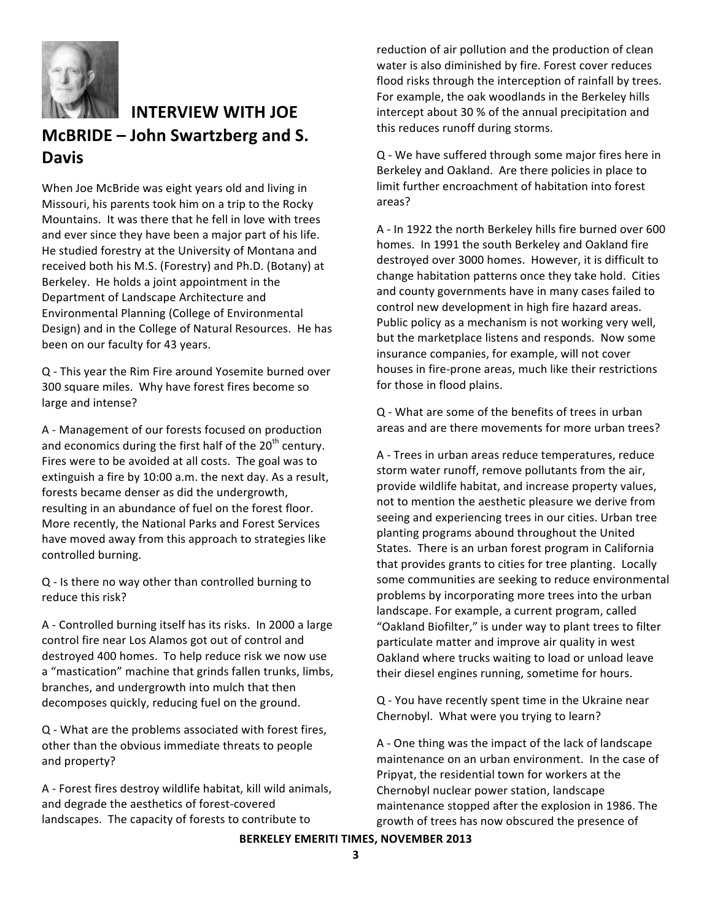## INTERVIEW WITH JOE McBRIDE – John Swartzberg and S. Davis

When Joe McBride was eight years old and living in Missouri, his parents took him on a trip to the Rocky Mountains. It was there that he fell in love with trees and ever since they have been a major part of his life. He studied forestry at the University of Montana and received both his M.S. (Forestry) and Ph.D. (Botany) at Berkeley. He holds a joint appointment in the Department of Landscape Architecture and Environmental Planning (College of Environmental Design) and in the College of Natural Resources. He has been on our faculty for 43 years.

Q - This year the Rim Fire around Yosemite burned over 300 square miles. Why have forest fires become so large and intense?

A - Management of our forests focused on production and economics during the first half of the 20th century. Fires were to be avoided at all costs. The goal was to extinguish a fire by 10:00 a.m. the next day. As a result, forests became denser as did the undergrowth, resulting in an abundance of fuel on the forest floor. More recently, the National Parks and Forest Services have moved away from this approach to strategies like controlled burning.

Q - Is there no way other than controlled burning to reduce this risk?

A - Controlled burning itself has its risks. In 2000 a large control fire near Los Alamos got out of control and destroyed 400 homes. To help reduce risk we now use a "mastication" machine that grinds fallen trunks, limbs, branches, and undergrowth into mulch that then decomposes quickly, reducing fuel on the ground.

Q - What are the problems associated with forest fires, other than the obvious immediate threats to people and property?

A - Forest fires destroy wildlife habitat, kill wild animals, and degrade the aesthetics of forest-covered landscapes. The capacity of forests to contribute to reduction of air pollution and the production of clean water is also diminished by fire. Forest cover reduces flood risks through the interception of rainfall by trees. For example, the oak woodlands in the Berkeley hills intercept about 30 % of the annual precipitation and this reduces runoff during storms.

Q - We have suffered through some major fires here in Berkeley and Oakland. Are there policies in place to limit further encroachment of habitation into forest areas?

A - In 1922 the north Berkeley hills fire burned over 600 homes. In 1991 the south Berkeley and Oakland fire destroyed over 3000 homes. However, it is difficult to change habitation patterns once they take hold. Cities and county governments have in many cases failed to control new development in high fire hazard areas. Public policy as a mechanism is not working very well, but the marketplace listens and responds. Now some insurance companies, for example, will not cover houses in fire-prone areas, much like their restrictions for those in flood plains.

Q - What are some of the benefits of trees in urban areas and are there movements for more urban trees?

A - Trees in urban areas reduce temperatures, reduce storm water runoff, remove pollutants from the air, provide wildlife habitat, and increase property values, not to mention the aesthetic pleasure we derive from seeing and experiencing trees in our cities. Urban tree planting programs abound throughout the United States. There is an urban forest program in California that provides grants to cities for tree planting. Locally some communities are seeking to reduce environmental problems by incorporating more trees into the urban landscape. For example, a current program, called "Oakland Biofilter," is under way to plant trees to filter particulate matter and improve air quality in west Oakland where trucks waiting to load or unload leave their diesel engines running, sometime for hours.

Q - You have recently spent time in the Ukraine near Chernobyl. What were you trying to learn?

A - One thing was the impact of the lack of landscape maintenance on an urban environment. In the case of Pripyat, the residential town for workers at the Chernobyl nuclear power station, landscape maintenance stopped after the explosion in 1986. The growth of trees has now obscured the presence of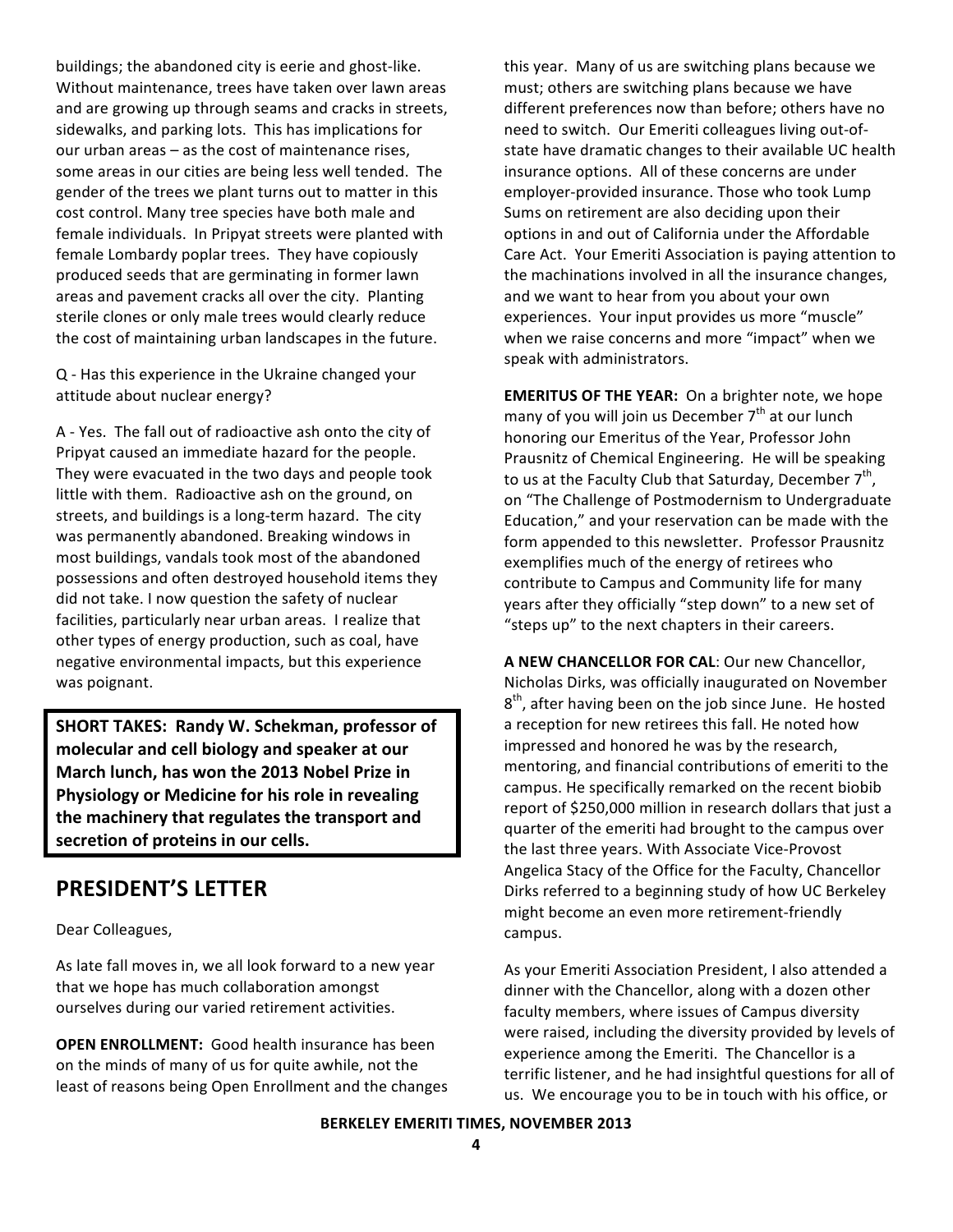buildings; the abandoned city is eerie and ghost-like. Without maintenance, trees have taken over lawn areas and are growing up through seams and cracks in streets, sidewalks, and parking lots. This has implications for our urban areas – as the cost of maintenance rises, some areas in our cities are being less well tended. The gender of the trees we plant turns out to matter in this cost control. Many tree species have both male and female individuals. In Pripyat streets were planted with female Lombardy poplar trees. They have copiously produced seeds that are germinating in former lawn areas and pavement cracks all over the city. Planting sterile clones or only male trees would clearly reduce the cost of maintaining urban landscapes in the future.

Q - Has this experience in the Ukraine changed your attitude about nuclear energy?

A - Yes. The fall out of radioactive ash onto the city of Pripyat caused an immediate hazard for the people. They were evacuated in the two days and people took little with them. Radioactive ash on the ground, on streets, and buildings is a long-term hazard. The city was permanently abandoned. Breaking windows in most buildings, vandals took most of the abandoned possessions and often destroyed household items they did not take. I now question the safety of nuclear facilities, particularly near urban areas. I realize that other types of energy production, such as coal, have negative environmental impacts, but this experience was poignant.

**SHORT TAKES: Randy W. Schekman, professor of molecular and cell biology and speaker at our March lunch, has won the 2013 Nobel Prize in Physiology or Medicine for his role in revealing the machinery that regulates the transport and secretion of proteins in our cells.**

## PRESIDENT'S LETTER

Dear Colleagues,

As late fall moves in, we all look forward to a new year that we hope has much collaboration amongst ourselves during our varied retirement activities.

**OPEN ENROLLMENT:** Good health insurance has been on the minds of many of us for quite awhile, not the least of reasons being Open Enrollment and the changes this year. Many of us are switching plans because we must; others are switching plans because we have different preferences now than before; others have no need to switch. Our Emeriti colleagues living out-of-state have dramatic changes to their available UC health insurance options. All of these concerns are under employer-provided insurance. Those who took Lump Sums on retirement are also deciding upon their options in and out of California under the Affordable Care Act. Your Emeriti Association is paying attention to the machinations involved in all the insurance changes, and we want to hear from you about your own experiences. Your input provides us more "muscle" when we raise concerns and more "impact" when we speak with administrators.

**EMERITUS OF THE YEAR:** On a brighter note, we hope many of you will join us December 7th at our lunch honoring our Emeritus of the Year, Professor John Prausnitz of Chemical Engineering. He will be speaking to us at the Faculty Club that Saturday, December 7th, on "The Challenge of Postmodernism to Undergraduate Education," and your reservation can be made with the form appended to this newsletter. Professor Prausnitz exemplifies much of the energy of retirees who contribute to Campus and Community life for many years after they officially "step down" to a new set of "steps up" to the next chapters in their careers.

**A NEW CHANCELLOR FOR CAL**: Our new Chancellor, Nicholas Dirks, was officially inaugurated on November 8th, after having been on the job since June. He hosted a reception for new retirees this fall. He noted how impressed and honored he was by the research, mentoring, and financial contributions of emeriti to the campus. He specifically remarked on the recent biobib report of $250,000 million in research dollars that just a quarter of the emeriti had brought to the campus over the last three years. With Associate Vice-Provost Angelica Stacy of the Office for the Faculty, Chancellor Dirks referred to a beginning study of how UC Berkeley might become an even more retirement-friendly campus.

As your Emeriti Association President, I also attended a dinner with the Chancellor, along with a dozen other faculty members, where issues of Campus diversity were raised, including the diversity provided by levels of experience among the Emeriti. The Chancellor is a terrific listener, and he had insightful questions for all of us. We encourage you to be in touch with his office, or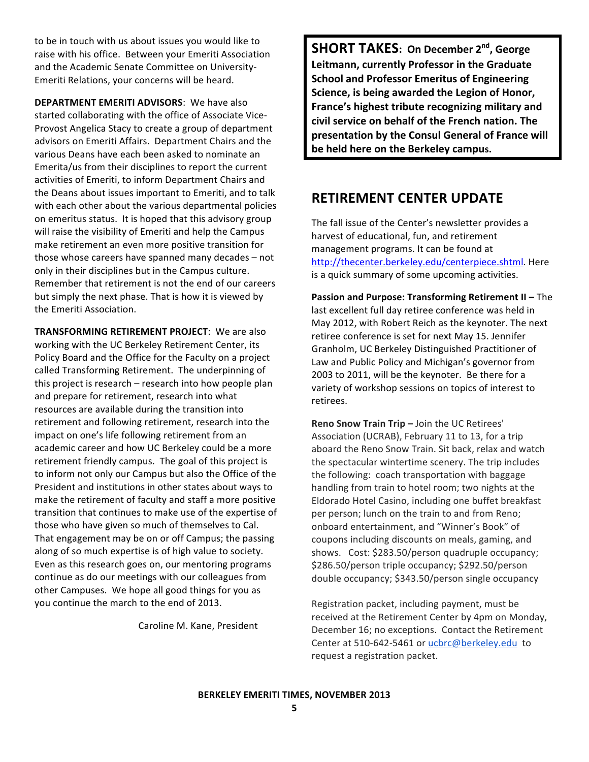to be in touch with us about issues you would like to raise with his office. Between your Emeriti Association and the Academic Senate Committee on University-Emeriti Relations, your concerns will be heard.

**DEPARTMENT EMERITI ADVISORS**: We have also started collaborating with the office of Associate Vice-Provost Angelica Stacy to create a group of department advisors on Emeriti Affairs. Department Chairs and the various Deans have each been asked to nominate an Emerita/us from their disciplines to report the current activities of Emeriti, to inform Department Chairs and the Deans about issues important to Emeriti, and to talk with each other about the various departmental policies on emeritus status. It is hoped that this advisory group will raise the visibility of Emeriti and help the Campus make retirement an even more positive transition for those whose careers have spanned many decades – not only in their disciplines but in the Campus culture. Remember that retirement is not the end of our careers but simply the next phase. That is how it is viewed by the Emeriti Association.

**TRANSFORMING RETIREMENT PROJECT**: We are also working with the UC Berkeley Retirement Center, its Policy Board and the Office for the Faculty on a project called Transforming Retirement. The underpinning of this project is research – research into how people plan and prepare for retirement, research into what resources are available during the transition into retirement and following retirement, research into the impact on one's life following retirement from an academic career and how UC Berkeley could be a more retirement friendly campus. The goal of this project is to inform not only our Campus but also the Office of the President and institutions in other states about ways to make the retirement of faculty and staff a more positive transition that continues to make use of the expertise of those who have given so much of themselves to Cal. That engagement may be on or off Campus; the passing along of so much expertise is of high value to society. Even as this research goes on, our mentoring programs continue as do our meetings with our colleagues from other Campuses. We hope all good things for you as you continue the march to the end of 2013.

Caroline M. Kane, President

**SHORT TAKES: On December 2nd, George Leitmann, currently Professor in the Graduate School and Professor Emeritus of Engineering Science, is being awarded the Legion of Honor, France's highest tribute recognizing military and civil service on behalf of the French nation. The presentation by the Consul General of France will be held here on the Berkeley campus.**

## RETIREMENT CENTER UPDATE

The fall issue of the Center's newsletter provides a harvest of educational, fun, and retirement management programs. It can be found at http://thecenter.berkeley.edu/centerpiece.shtml. Here is a quick summary of some upcoming activities.

**Passion and Purpose: Transforming Retirement II –** The last excellent full day retiree conference was held in May 2012, with Robert Reich as the keynoter. The next retiree conference is set for next May 15. Jennifer Granholm, UC Berkeley Distinguished Practitioner of Law and Public Policy and Michigan's governor from 2003 to 2011, will be the keynoter. Be there for a variety of workshop sessions on topics of interest to retirees.

**Reno Snow Train Trip –** Join the UC Retirees' Association (UCRAB), February 11 to 13, for a trip aboard the Reno Snow Train. Sit back, relax and watch the spectacular wintertime scenery. The trip includes the following: coach transportation with baggage handling from train to hotel room; two nights at the Eldorado Hotel Casino, including one buffet breakfast per person; lunch on the train to and from Reno; onboard entertainment, and "Winner's Book" of coupons including discounts on meals, gaming, and shows. Cost: $283.50/person quadruple occupancy; $286.50/person triple occupancy; $292.50/person double occupancy; $343.50/person single occupancy

Registration packet, including payment, must be received at the Retirement Center by 4pm on Monday, December 16; no exceptions. Contact the Retirement Center at 510-642-5461 or ucbrc@berkeley.edu to request a registration packet.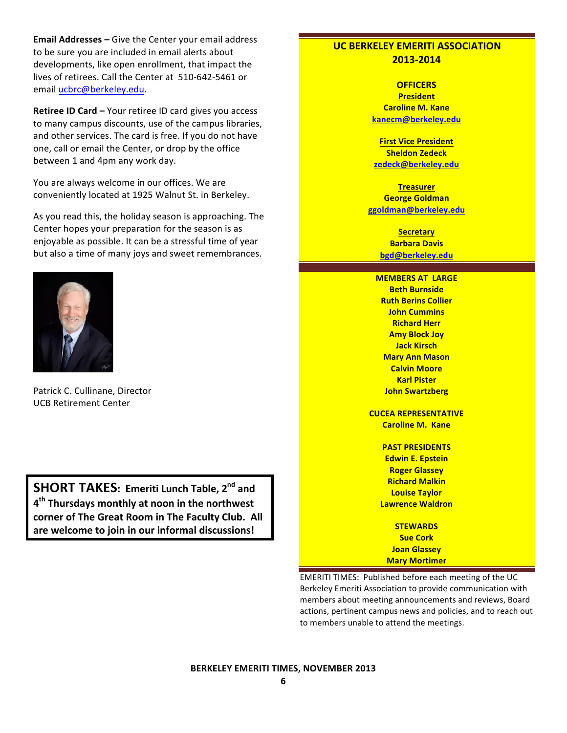**Email Addresses –** Give the Center your email address to be sure you are included in email alerts about developments, like open enrollment, that impact the lives of retirees. Call the Center at 510-642-5461 or email ucbrc@berkeley.edu.

**Retiree ID Card –** Your retiree ID card gives you access to many campus discounts, use of the campus libraries, and other services. The card is free. If you do not have one, call or email the Center, or drop by the office between 1 and 4pm any work day.

You are always welcome in our offices. We are conveniently located at 1925 Walnut St. in Berkeley.

As you read this, the holiday season is approaching. The Center hopes your preparation for the season is as enjoyable as possible. It can be a stressful time of year but also a time of many joys and sweet remembrances.

Patrick C. Cullinane, Director
UCB Retirement Center

**SHORT TAKES: Emeriti Lunch Table, 2nd and 4th Thursdays monthly at noon in the northwest corner of The Great Room in The Faculty Club. All are welcome to join in our informal discussions!**

## UC BERKELEY EMERITI ASSOCIATION 2013-2014

**OFFICERS**

**President**
**Caroline M. Kane**
kanecm@berkeley.edu

**First Vice President**
**Sheldon Zedeck**
zedeck@berkeley.edu

**Treasurer**
**George Goldman**
ggoldman@berkeley.edu

**Secretary**
**Barbara Davis**
bgd@berkeley.edu

**MEMBERS AT LARGE**
**Beth Burnside**
**Ruth Berins Collier**
**John Cummins**
**Richard Herr**
**Amy Block Joy**
**Jack Kirsch**
**Mary Ann Mason**
**Calvin Moore**
**Karl Pister**
**John Swartzberg**

**CUCEA REPRESENTATIVE**
**Caroline M. Kane**

**PAST PRESIDENTS**
**Edwin E. Epstein**
**Roger Glassey**
**Richard Malkin**
**Louise Taylor**
**Lawrence Waldron**

**STEWARDS**
**Sue Cork**
**Joan Glassey**
**Mary Mortimer**

EMERITI TIMES: Published before each meeting of the UC Berkeley Emeriti Association to provide communication with members about meeting announcements and reviews, Board actions, pertinent campus news and policies, and to reach out to members unable to attend the meetings.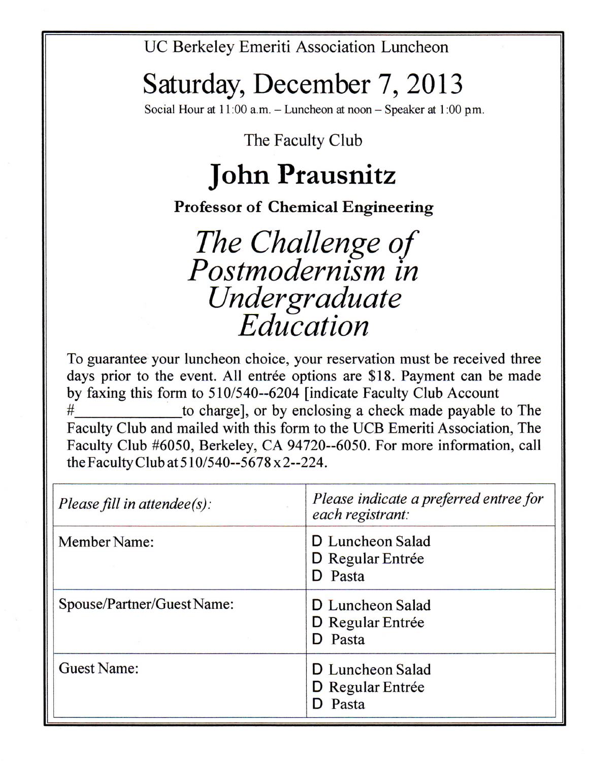UC Berkeley Emeriti Association Luncheon

# Saturday, December 7, 2013

Social Hour at 11:00 a.m. – Luncheon at noon – Speaker at 1:00 p.m.

The Faculty Club

# John Prausnitz

**Professor of Chemical Engineering**

## *The Challenge of Postmodernism in Undergraduate Education*

To guarantee your luncheon choice, your reservation must be received three days prior to the event. All entrée options are $18. Payment can be made by faxing this form to 510/540--6204 [indicate Faculty Club Account #_____________to charge], or by enclosing a check made payable to The Faculty Club and mailed with this form to the UCB Emeriti Association, The Faculty Club #6050, Berkeley, CA 94720--6050. For more information, call the Faculty Club at 510/540--5678 x 2--224.

| *Please fill in attendee(s):* | *Please indicate a preferred entree for each registrant:* |
|---|---|
| Member Name: | D Luncheon Salad<br>D Regular Entrée<br>D Pasta |
| Spouse/Partner/Guest Name: | D Luncheon Salad<br>D Regular Entrée<br>D Pasta |
| Guest Name: | D Luncheon Salad<br>D Regular Entrée<br>D Pasta |